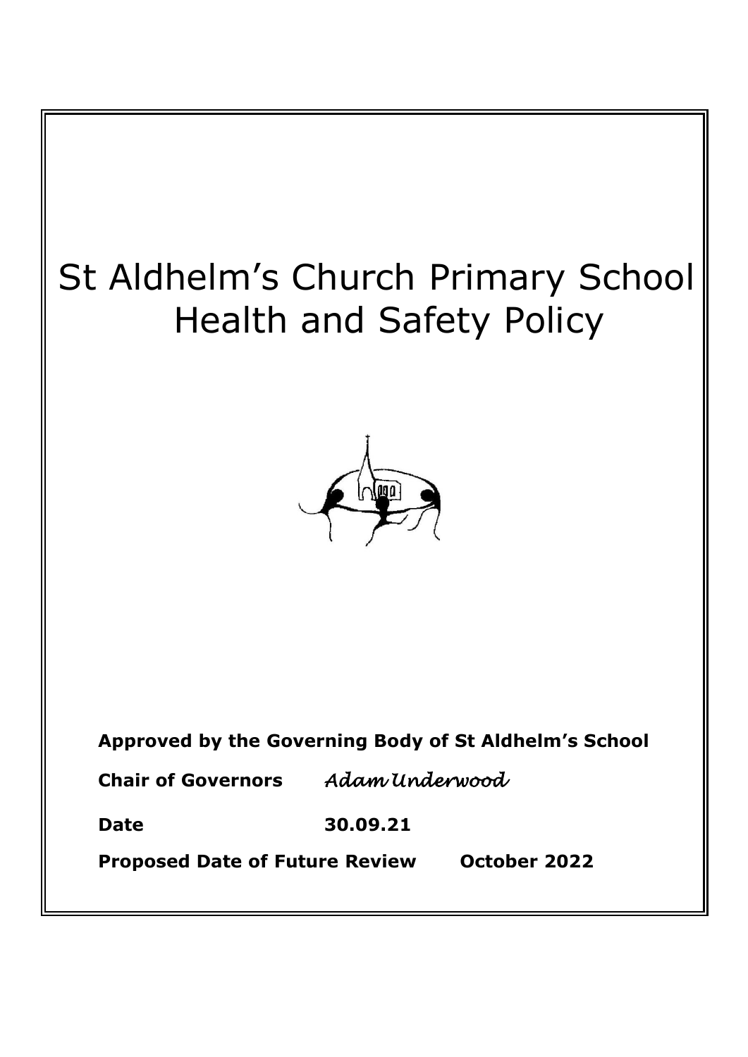# St Aldhelm's Church Primary School Health and Safety Policy

**Approved by the Governing Body of St Aldhelm's School**

**Chair of Governors** *Adam Underwood*

**Date** **30.09.21**

**Proposed Date of Future Review** **October 2022**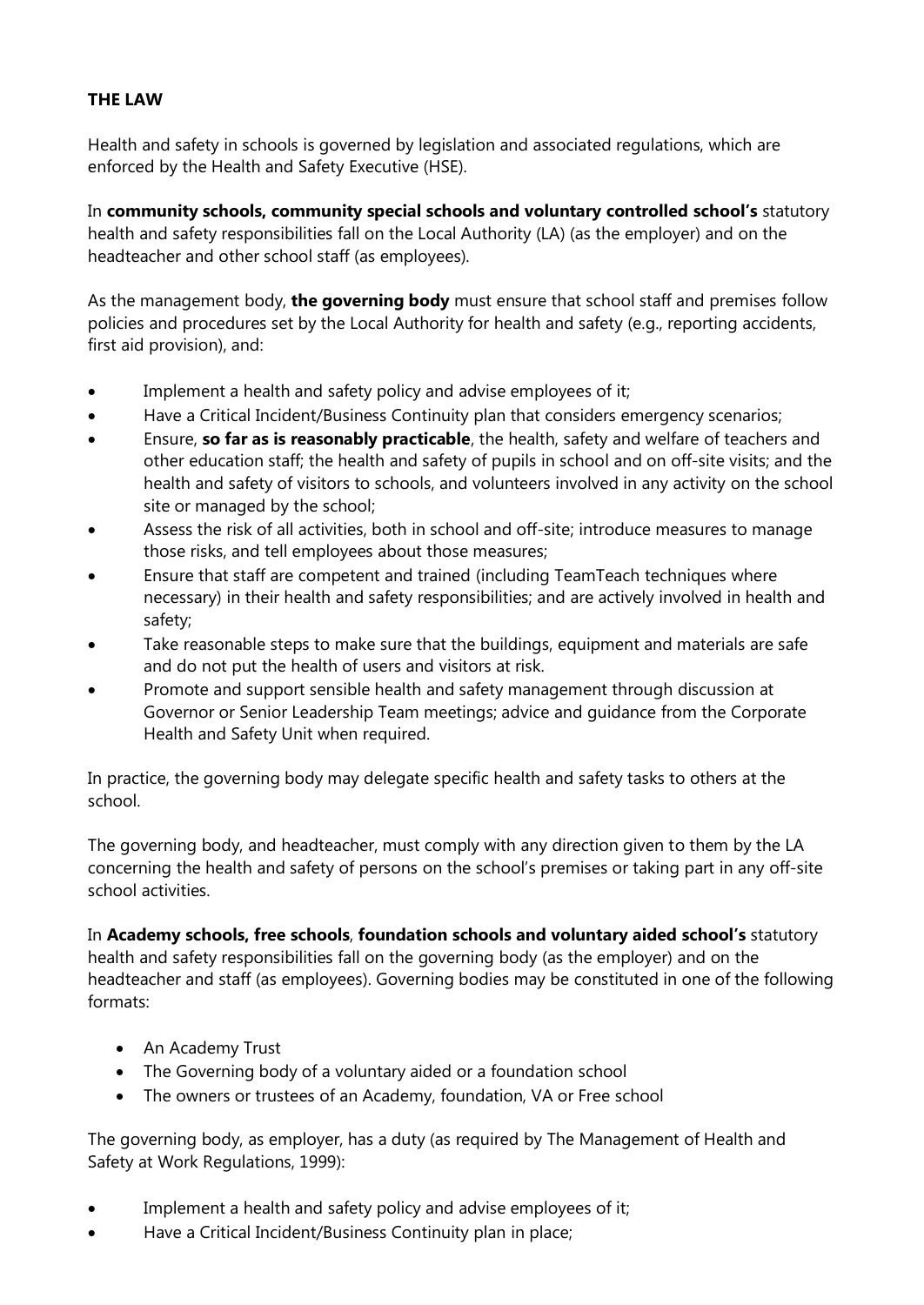**THE LAW**

Health and safety in schools is governed by legislation and associated regulations, which are enforced by the Health and Safety Executive (HSE).

In **community schools, community special schools and voluntary controlled school's** statutory health and safety responsibilities fall on the Local Authority (LA) (as the employer) and on the headteacher and other school staff (as employees).

As the management body, **the governing body** must ensure that school staff and premises follow policies and procedures set by the Local Authority for health and safety (e.g., reporting accidents, first aid provision), and:

- Implement a health and safety policy and advise employees of it;
- Have a Critical Incident/Business Continuity plan that considers emergency scenarios;
- Ensure, **so far as is reasonably practicable**, the health, safety and welfare of teachers and other education staff; the health and safety of pupils in school and on off-site visits; and the health and safety of visitors to schools, and volunteers involved in any activity on the school site or managed by the school;
- Assess the risk of all activities, both in school and off-site; introduce measures to manage those risks, and tell employees about those measures;
- Ensure that staff are competent and trained (including TeamTeach techniques where necessary) in their health and safety responsibilities; and are actively involved in health and safety;
- Take reasonable steps to make sure that the buildings, equipment and materials are safe and do not put the health of users and visitors at risk.
- Promote and support sensible health and safety management through discussion at Governor or Senior Leadership Team meetings; advice and guidance from the Corporate Health and Safety Unit when required.

In practice, the governing body may delegate specific health and safety tasks to others at the school.

The governing body, and headteacher, must comply with any direction given to them by the LA concerning the health and safety of persons on the school's premises or taking part in any off-site school activities.

In **Academy schools, free schools**, **foundation schools and voluntary aided school's** statutory health and safety responsibilities fall on the governing body (as the employer) and on the headteacher and staff (as employees). Governing bodies may be constituted in one of the following formats:

- An Academy Trust
- The Governing body of a voluntary aided or a foundation school
- The owners or trustees of an Academy, foundation, VA or Free school

The governing body, as employer, has a duty (as required by The Management of Health and Safety at Work Regulations, 1999):

- Implement a health and safety policy and advise employees of it;
- Have a Critical Incident/Business Continuity plan in place;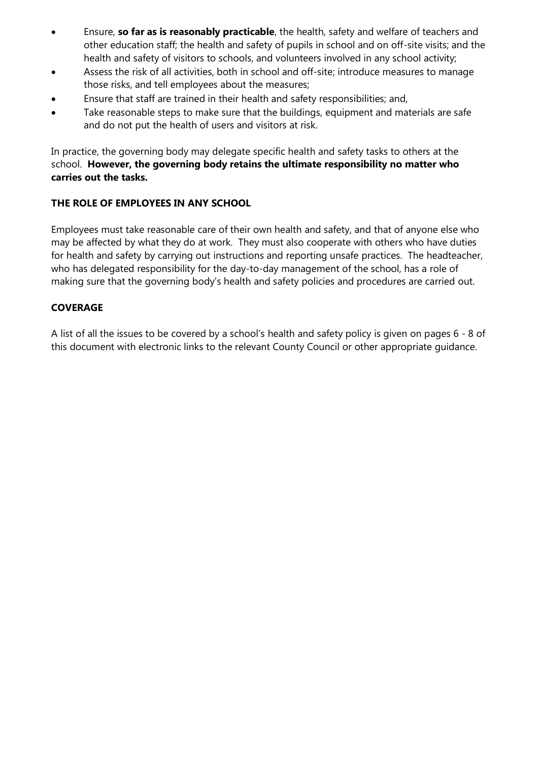- Ensure, **so far as is reasonably practicable**, the health, safety and welfare of teachers and other education staff; the health and safety of pupils in school and on off-site visits; and the health and safety of visitors to schools, and volunteers involved in any school activity;
- Assess the risk of all activities, both in school and off-site; introduce measures to manage those risks, and tell employees about the measures;
- Ensure that staff are trained in their health and safety responsibilities; and,
- Take reasonable steps to make sure that the buildings, equipment and materials are safe and do not put the health of users and visitors at risk.

In practice, the governing body may delegate specific health and safety tasks to others at the school. **However, the governing body retains the ultimate responsibility no matter who carries out the tasks.**

## THE ROLE OF EMPLOYEES IN ANY SCHOOL

Employees must take reasonable care of their own health and safety, and that of anyone else who may be affected by what they do at work. They must also cooperate with others who have duties for health and safety by carrying out instructions and reporting unsafe practices. The headteacher, who has delegated responsibility for the day-to-day management of the school, has a role of making sure that the governing body's health and safety policies and procedures are carried out.

## COVERAGE

A list of all the issues to be covered by a school's health and safety policy is given on pages 6 - 8 of this document with electronic links to the relevant County Council or other appropriate guidance.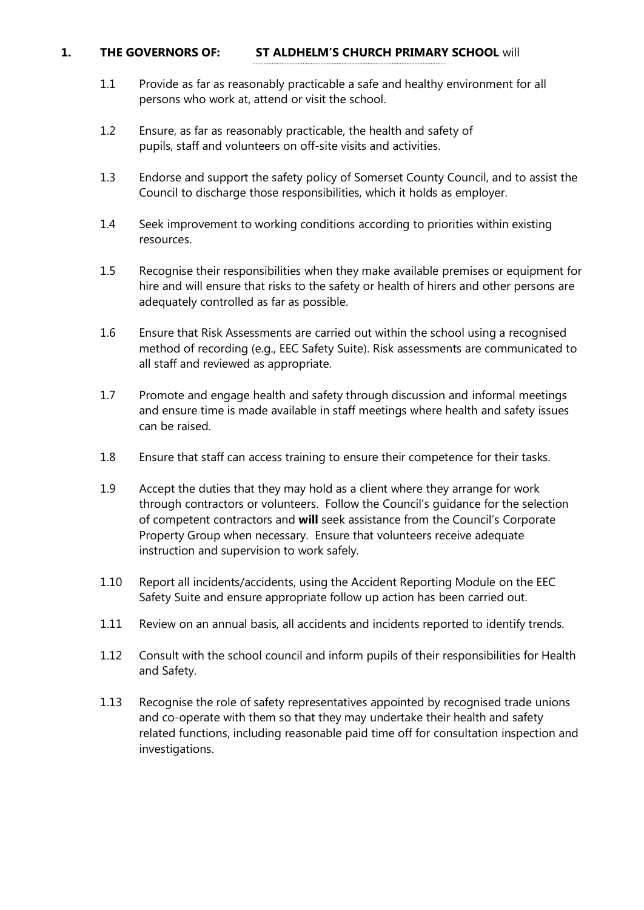## 1. THE GOVERNORS OF: ST ALDHELM'S CHURCH PRIMARY SCHOOL will

1.1 Provide as far as reasonably practicable a safe and healthy environment for all persons who work at, attend or visit the school.

1.2 Ensure, as far as reasonably practicable, the health and safety of pupils, staff and volunteers on off-site visits and activities.

1.3 Endorse and support the safety policy of Somerset County Council, and to assist the Council to discharge those responsibilities, which it holds as employer.

1.4 Seek improvement to working conditions according to priorities within existing resources.

1.5 Recognise their responsibilities when they make available premises or equipment for hire and will ensure that risks to the safety or health of hirers and other persons are adequately controlled as far as possible.

1.6 Ensure that Risk Assessments are carried out within the school using a recognised method of recording (e.g., EEC Safety Suite). Risk assessments are communicated to all staff and reviewed as appropriate.

1.7 Promote and engage health and safety through discussion and informal meetings and ensure time is made available in staff meetings where health and safety issues can be raised.

1.8 Ensure that staff can access training to ensure their competence for their tasks.

1.9 Accept the duties that they may hold as a client where they arrange for work through contractors or volunteers. Follow the Council's guidance for the selection of competent contractors and **will** seek assistance from the Council's Corporate Property Group when necessary. Ensure that volunteers receive adequate instruction and supervision to work safely.

1.10 Report all incidents/accidents, using the Accident Reporting Module on the EEC Safety Suite and ensure appropriate follow up action has been carried out.

1.11 Review on an annual basis, all accidents and incidents reported to identify trends.

1.12 Consult with the school council and inform pupils of their responsibilities for Health and Safety.

1.13 Recognise the role of safety representatives appointed by recognised trade unions and co-operate with them so that they may undertake their health and safety related functions, including reasonable paid time off for consultation inspection and investigations.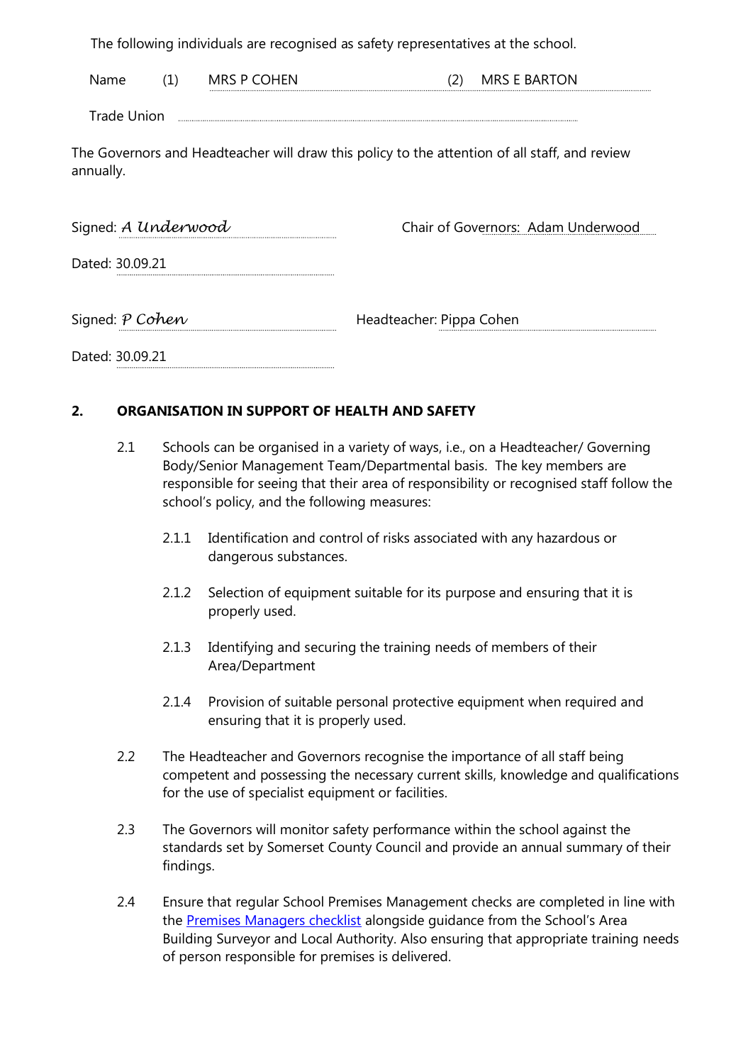The following individuals are recognised as safety representatives at the school.

Name (1) MRS P COHEN (2) MRS E BARTON

Trade Union

The Governors and Headteacher will draw this policy to the attention of all staff, and review annually.

Signed: *A Underwood* Chair of Governors: Adam Underwood

Dated: 30.09.21

Signed: *P Cohen* Headteacher: Pippa Cohen

Dated: 30.09.21

## 2. ORGANISATION IN SUPPORT OF HEALTH AND SAFETY

2.1 Schools can be organised in a variety of ways, i.e., on a Headteacher/ Governing Body/Senior Management Team/Departmental basis. The key members are responsible for seeing that their area of responsibility or recognised staff follow the school's policy, and the following measures:

2.1.1 Identification and control of risks associated with any hazardous or dangerous substances.

2.1.2 Selection of equipment suitable for its purpose and ensuring that it is properly used.

2.1.3 Identifying and securing the training needs of members of their Area/Department

2.1.4 Provision of suitable personal protective equipment when required and ensuring that it is properly used.

2.2 The Headteacher and Governors recognise the importance of all staff being competent and possessing the necessary current skills, knowledge and qualifications for the use of specialist equipment or facilities.

2.3 The Governors will monitor safety performance within the school against the standards set by Somerset County Council and provide an annual summary of their findings.

2.4 Ensure that regular School Premises Management checks are completed in line with the Premises Managers checklist alongside guidance from the School's Area Building Surveyor and Local Authority. Also ensuring that appropriate training needs of person responsible for premises is delivered.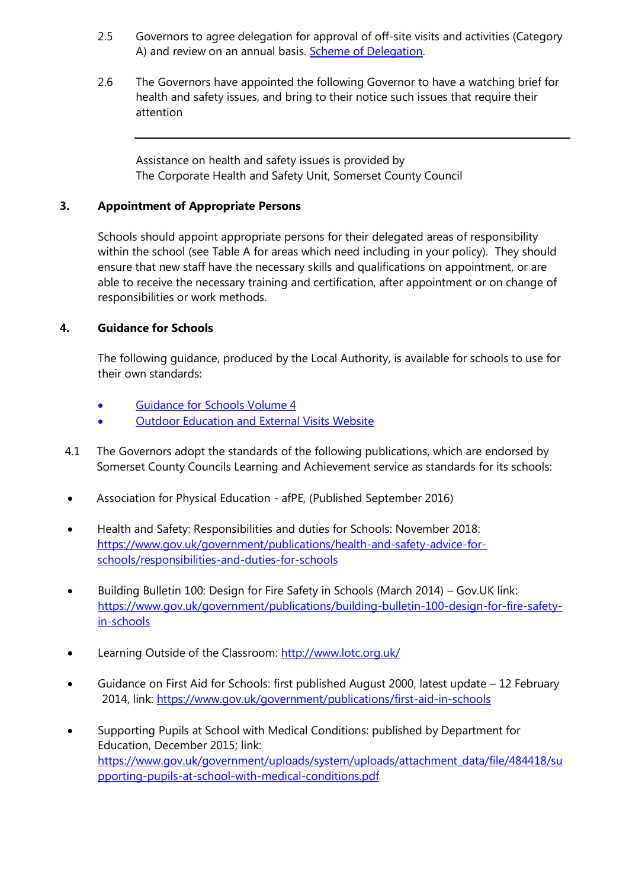2.5 Governors to agree delegation for approval of off-site visits and activities (Category A) and review on an annual basis. [Scheme of Delegation](Scheme of Delegation).

2.6 The Governors have appointed the following Governor to have a watching brief for health and safety issues, and bring to their notice such issues that require their attention

---

Assistance on health and safety issues is provided by
The Corporate Health and Safety Unit, Somerset County Council

## 3. Appointment of Appropriate Persons

Schools should appoint appropriate persons for their delegated areas of responsibility within the school (see Table A for areas which need including in your policy). They should ensure that new staff have the necessary skills and qualifications on appointment, or are able to receive the necessary training and certification, after appointment or on change of responsibilities or work methods.

## 4. Guidance for Schools

The following guidance, produced by the Local Authority, is available for schools to use for their own standards:

- Guidance for Schools Volume 4
- Outdoor Education and External Visits Website

4.1 The Governors adopt the standards of the following publications, which are endorsed by Somerset County Councils Learning and Achievement service as standards for its schools:

- Association for Physical Education - afPE, (Published September 2016)
- Health and Safety: Responsibilities and duties for Schools: November 2018: https://www.gov.uk/government/publications/health-and-safety-advice-for-schools/responsibilities-and-duties-for-schools
- Building Bulletin 100: Design for Fire Safety in Schools (March 2014) – Gov.UK link: https://www.gov.uk/government/publications/building-bulletin-100-design-for-fire-safety-in-schools
- Learning Outside of the Classroom: http://www.lotc.org.uk/
- Guidance on First Aid for Schools: first published August 2000, latest update – 12 February 2014, link: https://www.gov.uk/government/publications/first-aid-in-schools
- Supporting Pupils at School with Medical Conditions: published by Department for Education, December 2015; link: https://www.gov.uk/government/uploads/system/uploads/attachment_data/file/484418/supporting-pupils-at-school-with-medical-conditions.pdf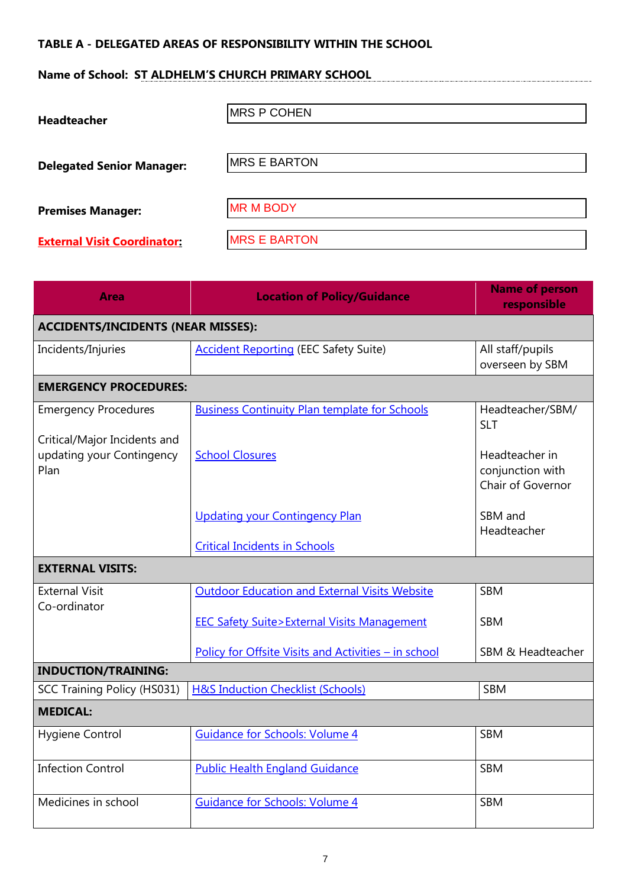**TABLE A - DELEGATED AREAS OF RESPONSIBILITY WITHIN THE SCHOOL**

**Name of School: ST ALDHELM'S CHURCH PRIMARY SCHOOL**

| | |
|---|---|
| **Headteacher** | MRS P COHEN |
| **Delegated Senior Manager:** | MRS E BARTON |
| **Premises Manager:** | MR M BODY |
| **External Visit Coordinator:** | MRS E BARTON |

| Area | Location of Policy/Guidance | Name of person responsible |
|---|---|---|
| **ACCIDENTS/INCIDENTS (NEAR MISSES):** | | |
| Incidents/Injuries | Accident Reporting (EEC Safety Suite) | All staff/pupils overseen by SBM |
| **EMERGENCY PROCEDURES:** | | |
| Emergency Procedures | Business Continuity Plan template for Schools | Headteacher/SBM/ SLT |
| Critical/Major Incidents and updating your Contingency Plan | School Closures | Headteacher in conjunction with Chair of Governor |
| | Updating your Contingency Plan | SBM and Headteacher |
| | Critical Incidents in Schools | |
| **EXTERNAL VISITS:** | | |
| External Visit Co-ordinator | Outdoor Education and External Visits Website | SBM |
| | EEC Safety Suite>External Visits Management | SBM |
| | Policy for Offsite Visits and Activities – in school | SBM & Headteacher |
| **INDUCTION/TRAINING:** | | |
| SCC Training Policy (HS031) | H&S Induction Checklist (Schools) | SBM |
| **MEDICAL:** | | |
| Hygiene Control | Guidance for Schools: Volume 4 | SBM |
| Infection Control | Public Health England Guidance | SBM |
| Medicines in school | Guidance for Schools: Volume 4 | SBM |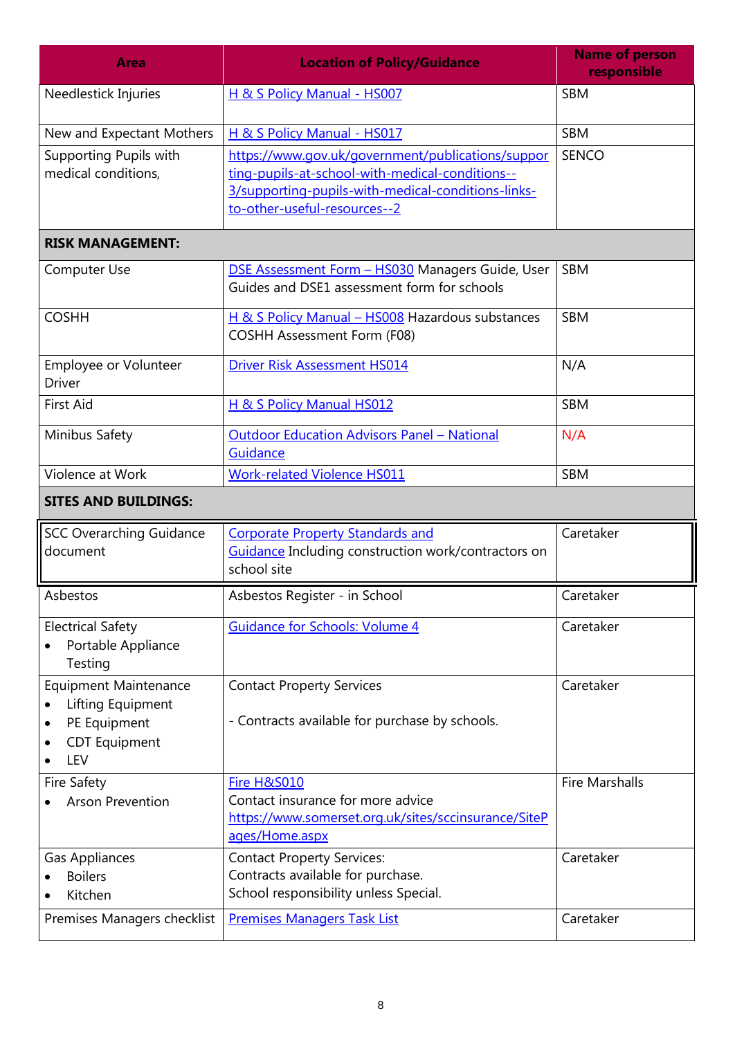| Area | Location of Policy/Guidance | Name of person responsible |
|---|---|---|
| Needlestick Injuries | H & S Policy Manual - HS007 | SBM |
| New and Expectant Mothers | H & S Policy Manual - HS017 | SBM |
| Supporting Pupils with medical conditions, | https://www.gov.uk/government/publications/supporting-pupils-at-school-with-medical-conditions--3/supporting-pupils-with-medical-conditions-links-to-other-useful-resources--2 | SENCO |
| **RISK MANAGEMENT:** | | |
| Computer Use | DSE Assessment Form – HS030 Managers Guide, User Guides and DSE1 assessment form for schools | SBM |
| COSHH | H & S Policy Manual – HS008 Hazardous substances COSHH Assessment Form (F08) | SBM |
| Employee or Volunteer Driver | Driver Risk Assessment HS014 | N/A |
| First Aid | H & S Policy Manual HS012 | SBM |
| Minibus Safety | Outdoor Education Advisors Panel – National Guidance | N/A |
| Violence at Work | Work-related Violence HS011 | SBM |
| **SITES AND BUILDINGS:** | | |
| SCC Overarching Guidance document | Corporate Property Standards and Guidance Including construction work/contractors on school site | Caretaker |
| Asbestos | Asbestos Register - in School | Caretaker |
| Electrical Safety<br>• Portable Appliance Testing | Guidance for Schools: Volume 4 | Caretaker |
| Equipment Maintenance<br>• Lifting Equipment<br>• PE Equipment<br>• CDT Equipment<br>• LEV | Contact Property Services<br><br>- Contracts available for purchase by schools. | Caretaker |
| Fire Safety<br>• Arson Prevention | Fire H&S010<br>Contact insurance for more advice<br>https://www.somerset.org.uk/sites/sccinsurance/SitePages/Home.aspx | Fire Marshalls |
| Gas Appliances<br>• Boilers<br>• Kitchen | Contact Property Services:<br>Contracts available for purchase.<br>School responsibility unless Special. | Caretaker |
| Premises Managers checklist | Premises Managers Task List | Caretaker |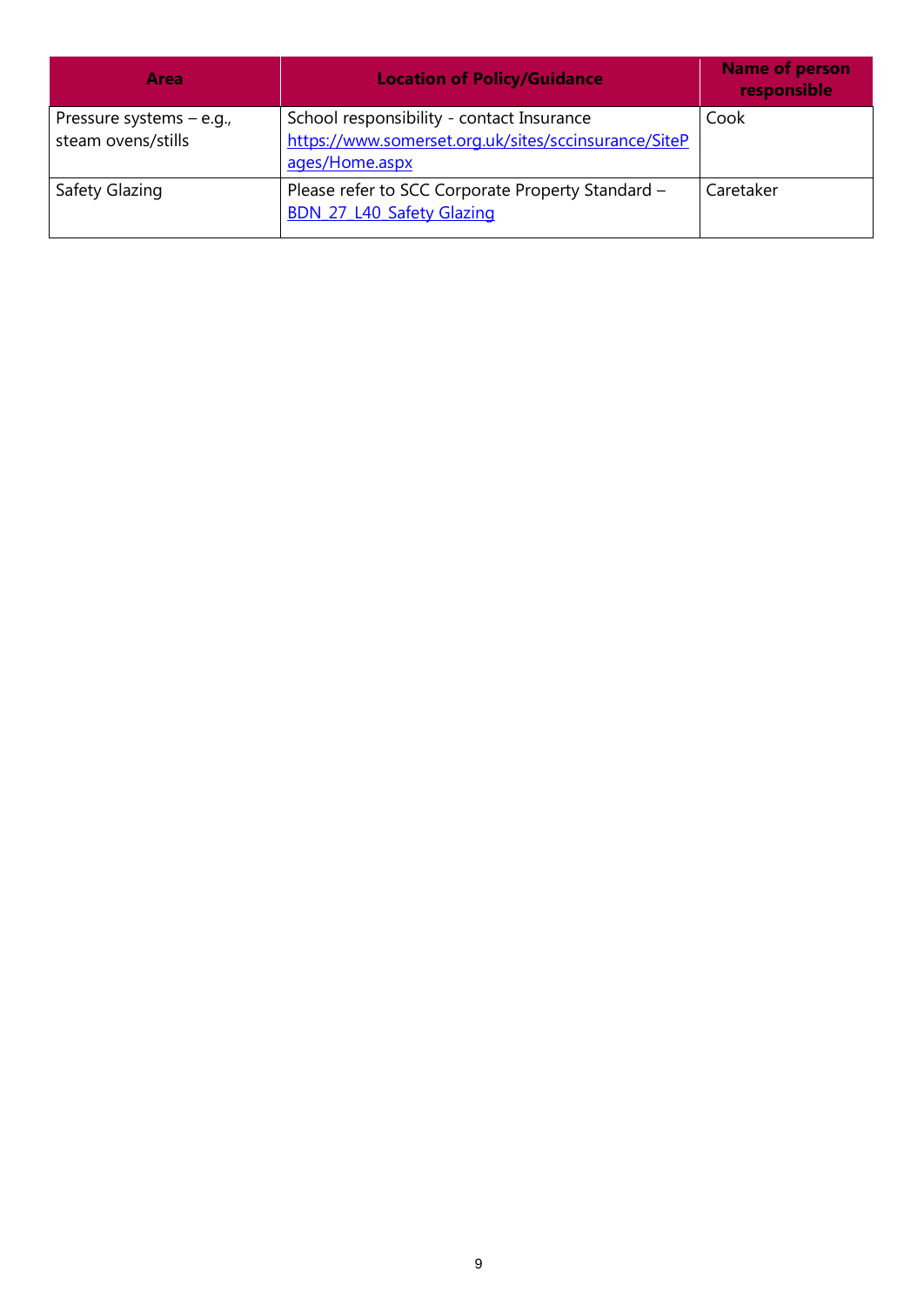| Area | Location of Policy/Guidance | Name of person responsible |
| --- | --- | --- |
| Pressure systems – e.g., steam ovens/stills | School responsibility - contact Insurance https://www.somerset.org.uk/sites/sccinsurance/SitePages/Home.aspx | Cook |
| Safety Glazing | Please refer to SCC Corporate Property Standard – BDN_27_L40_Safety Glazing | Caretaker |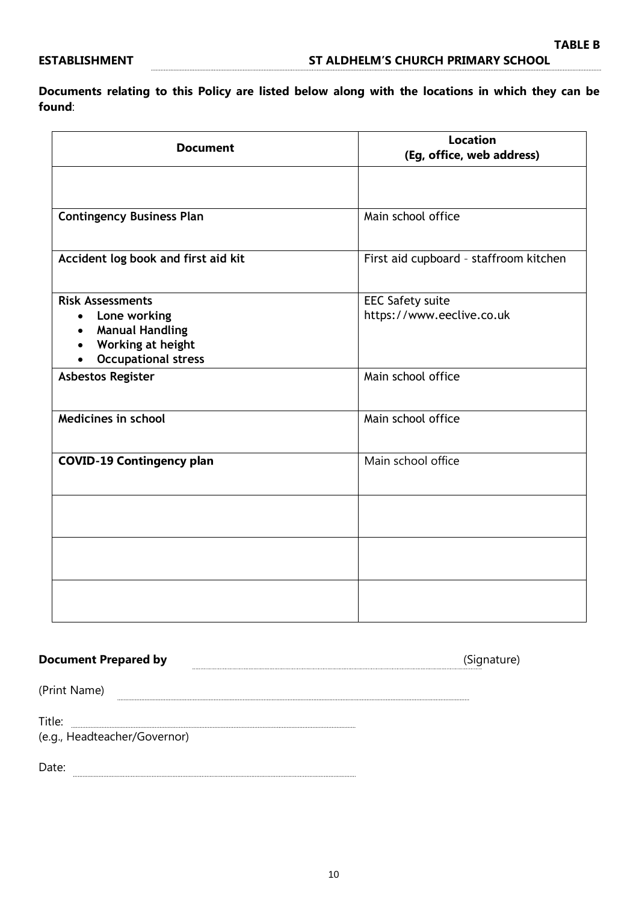**TABLE B**

**ESTABLISHMENT** ST ALDHELM'S CHURCH PRIMARY SCHOOL

**Documents relating to this Policy are listed below along with the locations in which they can be found**:

| **Document** | **Location (Eg, office, web address)** |
|---|---|
| | |
| **Contingency Business Plan** | Main school office |
| **Accident log book and first aid kit** | First aid cupboard - staffroom kitchen |
| **Risk Assessments**<br>• **Lone working**<br>• **Manual Handling**<br>• **Working at height**<br>• **Occupational stress** | EEC Safety suite<br>https://www.eeclive.co.uk |
| **Asbestos Register** | Main school office |
| **Medicines in school** | Main school office |
| **COVID-19 Contingency plan** | Main school office |
| | |
| | |
| | |

**Document Prepared by** ............................................................ (Signature)

(Print Name) ............................................................

Title: ............................................................
(e.g., Headteacher/Governor)

Date: ............................................................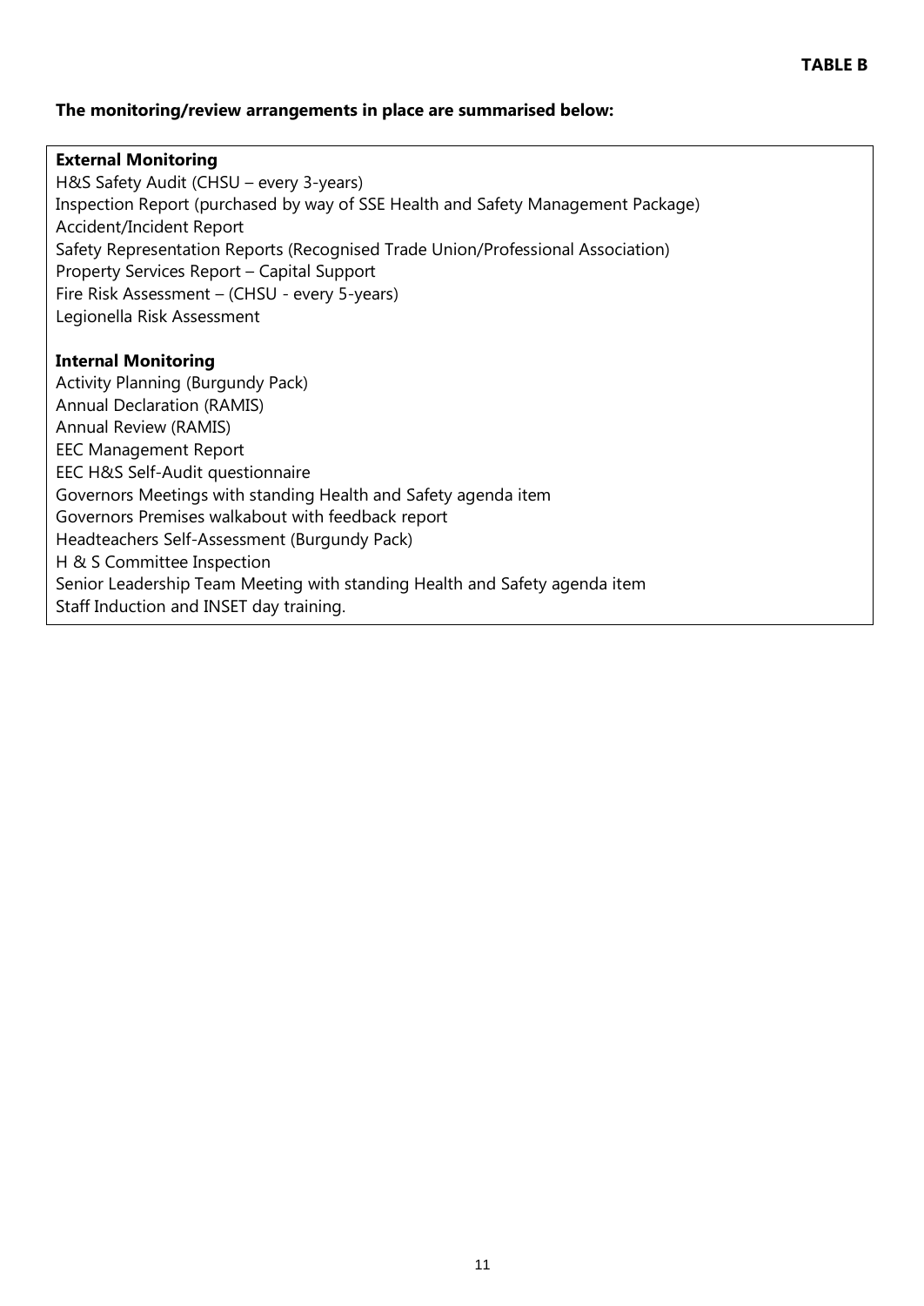**TABLE B**

**The monitoring/review arrangements in place are summarised below:**

**External Monitoring**

H&S Safety Audit (CHSU – every 3-years)
Inspection Report (purchased by way of SSE Health and Safety Management Package)
Accident/Incident Report
Safety Representation Reports (Recognised Trade Union/Professional Association)
Property Services Report – Capital Support
Fire Risk Assessment – (CHSU - every 5-years)
Legionella Risk Assessment

**Internal Monitoring**

Activity Planning (Burgundy Pack)
Annual Declaration (RAMIS)
Annual Review (RAMIS)
EEC Management Report
EEC H&S Self-Audit questionnaire
Governors Meetings with standing Health and Safety agenda item
Governors Premises walkabout with feedback report
Headteachers Self-Assessment (Burgundy Pack)
H & S Committee Inspection
Senior Leadership Team Meeting with standing Health and Safety agenda item
Staff Induction and INSET day training.